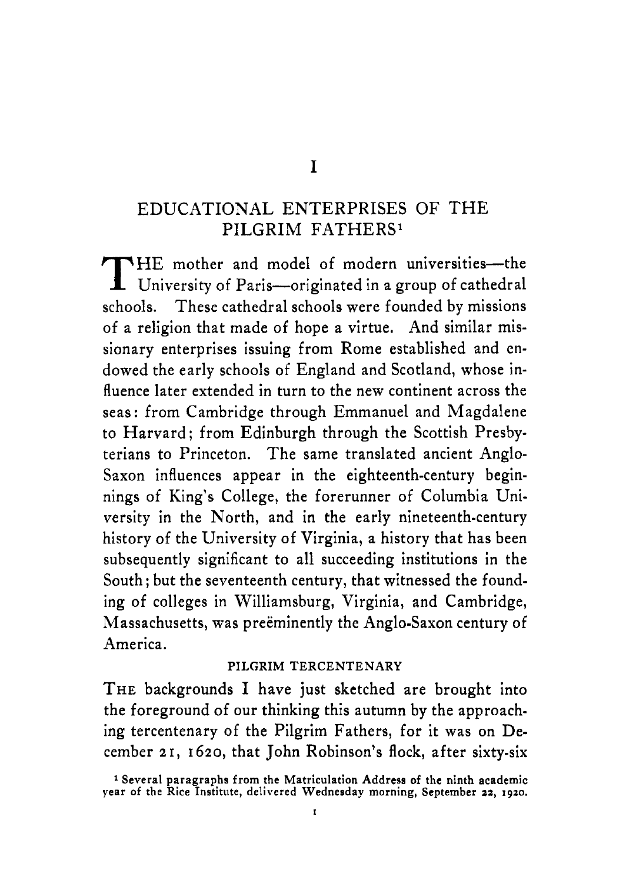# I

## EDUCATIONAL ENTERPRISES OF THE PILGRIM FATHERS[1]

THE mother and model of modern universities—the University of Paris—originated in a group of cathedral schools. These cathedral schools were founded by missions of a religion that made of hope a virtue. And similar missionary enterprises issuing from Rome established and endowed the early schools of England and Scotland, whose influence later extended in turn to the new continent across the seas: from Cambridge through Emmanuel and Magdalene to Harvard; from Edinburgh through the Scottish Presbyterians to Princeton. The same translated ancient Anglo-Saxon influences appear in the eighteenth-century beginnings of King's College, the forerunner of Columbia University in the North, and in the early nineteenth-century history of the University of Virginia, a history that has been subsequently significant to all succeeding institutions in the South; but the seventeenth century, that witnessed the founding of colleges in Williamsburg, Virginia, and Cambridge, Massachusetts, was preëminently the Anglo-Saxon century of America.

### PILGRIM TERCENTENARY

THE backgrounds I have just sketched are brought into the foreground of our thinking this autumn by the approaching tercentenary of the Pilgrim Fathers, for it was on December 21, 1620, that John Robinson's flock, after sixty-six

[1] Several paragraphs from the Matriculation Address of the ninth academic year of the Rice Institute, delivered Wednesday morning, September 22, 1920.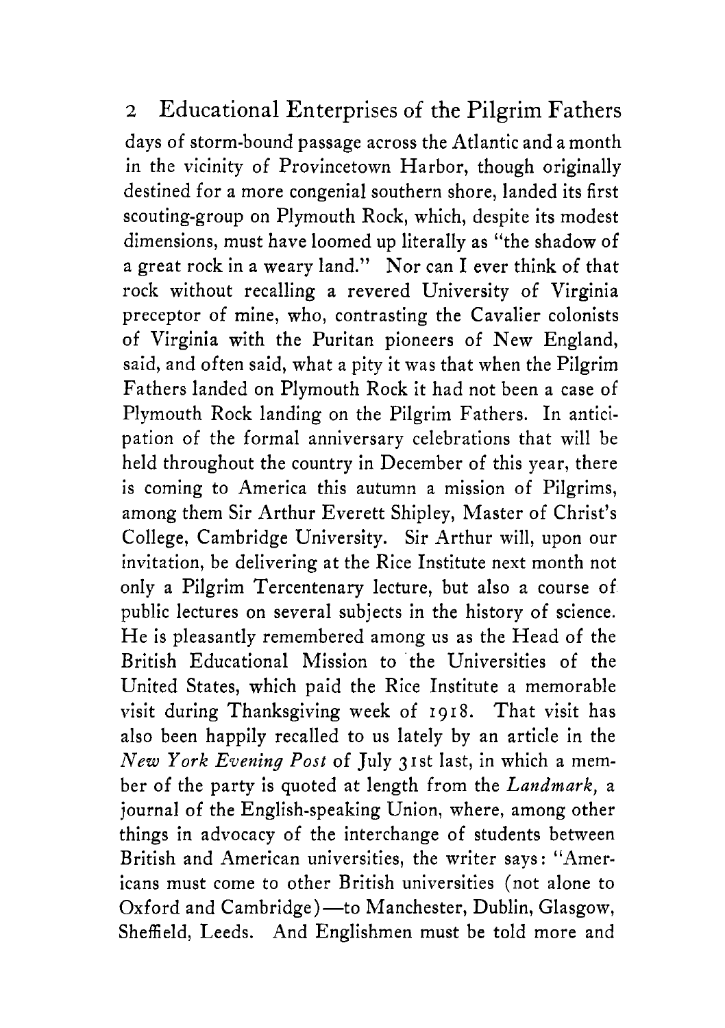days of storm-bound passage across the Atlantic and a month in the vicinity of Provincetown Harbor, though originally destined for a more congenial southern shore, landed its first scouting-group on Plymouth Rock, which, despite its modest dimensions, must have loomed up literally as "the shadow of a great rock in a weary land." Nor can I ever think of that rock without recalling a revered University of Virginia preceptor of mine, who, contrasting the Cavalier colonists of Virginia with the Puritan pioneers of New England, said, and often said, what a pity it was that when the Pilgrim Fathers landed on Plymouth Rock it had not been a case of Plymouth Rock landing on the Pilgrim Fathers. In anticipation of the formal anniversary celebrations that will be held throughout the country in December of this year, there is coming to America this autumn a mission of Pilgrims, among them Sir Arthur Everett Shipley, Master of Christ's College, Cambridge University. Sir Arthur will, upon our invitation, be delivering at the Rice Institute next month not only a Pilgrim Tercentenary lecture, but also a course of public lectures on several subjects in the history of science. He is pleasantly remembered among us as the Head of the British Educational Mission to the Universities of the United States, which paid the Rice Institute a memorable visit during Thanksgiving week of 1918. That visit has also been happily recalled to us lately by an article in the *New York Evening Post* of July 31st last, in which a member of the party is quoted at length from the *Landmark*, a journal of the English-speaking Union, where, among other things in advocacy of the interchange of students between British and American universities, the writer says: "Americans must come to other British universities (not alone to Oxford and Cambridge)—to Manchester, Dublin, Glasgow, Sheffield, Leeds. And Englishmen must be told more and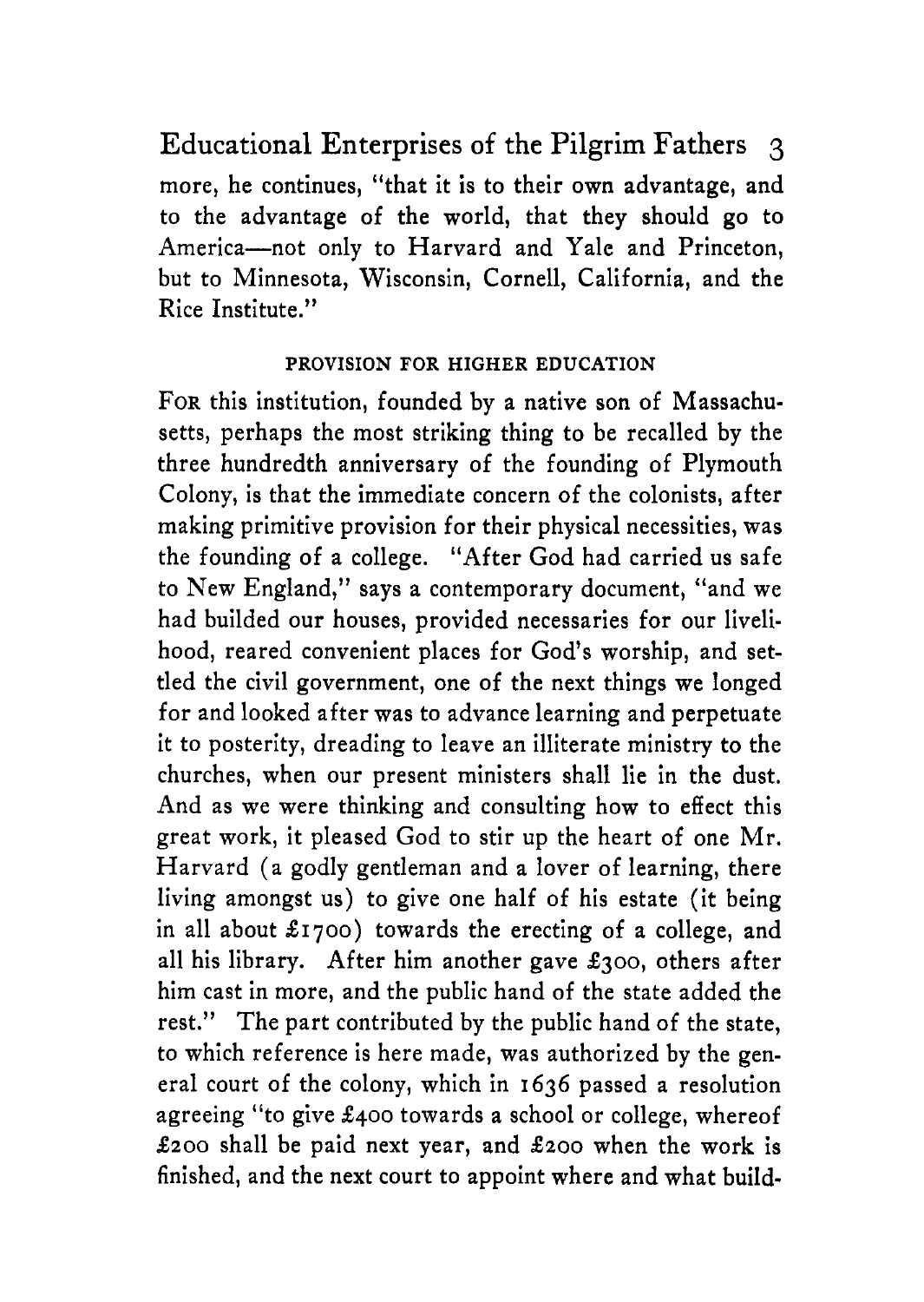more, he continues, "that it is to their own advantage, and to the advantage of the world, that they should go to America—not only to Harvard and Yale and Princeton, but to Minnesota, Wisconsin, Cornell, California, and the Rice Institute."

## PROVISION FOR HIGHER EDUCATION

For this institution, founded by a native son of Massachusetts, perhaps the most striking thing to be recalled by the three hundredth anniversary of the founding of Plymouth Colony, is that the immediate concern of the colonists, after making primitive provision for their physical necessities, was the founding of a college. "After God had carried us safe to New England," says a contemporary document, "and we had builded our houses, provided necessaries for our livelihood, reared convenient places for God's worship, and settled the civil government, one of the next things we longed for and looked after was to advance learning and perpetuate it to posterity, dreading to leave an illiterate ministry to the churches, when our present ministers shall lie in the dust. And as we were thinking and consulting how to effect this great work, it pleased God to stir up the heart of one Mr. Harvard (a godly gentleman and a lover of learning, there living amongst us) to give one half of his estate (it being in all about £1700) towards the erecting of a college, and all his library. After him another gave £300, others after him cast in more, and the public hand of the state added the rest." The part contributed by the public hand of the state, to which reference is here made, was authorized by the general court of the colony, which in 1636 passed a resolution agreeing "to give £400 towards a school or college, whereof £200 shall be paid next year, and £200 when the work is finished, and the next court to appoint where and what build-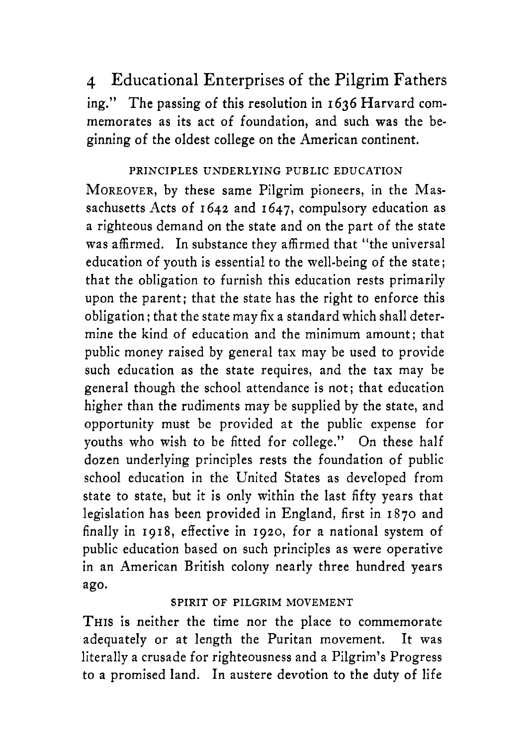ing." The passing of this resolution in 1636 Harvard commemorates as its act of foundation, and such was the beginning of the oldest college on the American continent.

### PRINCIPLES UNDERLYING PUBLIC EDUCATION

MOREOVER, by these same Pilgrim pioneers, in the Massachusetts Acts of 1642 and 1647, compulsory education as a righteous demand on the state and on the part of the state was affirmed. In substance they affirmed that "the universal education of youth is essential to the well-being of the state; that the obligation to furnish this education rests primarily upon the parent; that the state has the right to enforce this obligation; that the state may fix a standard which shall determine the kind of education and the minimum amount; that public money raised by general tax may be used to provide such education as the state requires, and the tax may be general though the school attendance is not; that education higher than the rudiments may be supplied by the state, and opportunity must be provided at the public expense for youths who wish to be fitted for college." On these half dozen underlying principles rests the foundation of public school education in the United States as developed from state to state, but it is only within the last fifty years that legislation has been provided in England, first in 1870 and finally in 1918, effective in 1920, for a national system of public education based on such principles as were operative in an American British colony nearly three hundred years ago.

### SPIRIT OF PILGRIM MOVEMENT

THIS is neither the time nor the place to commemorate adequately or at length the Puritan movement. It was literally a crusade for righteousness and a Pilgrim's Progress to a promised land. In austere devotion to the duty of life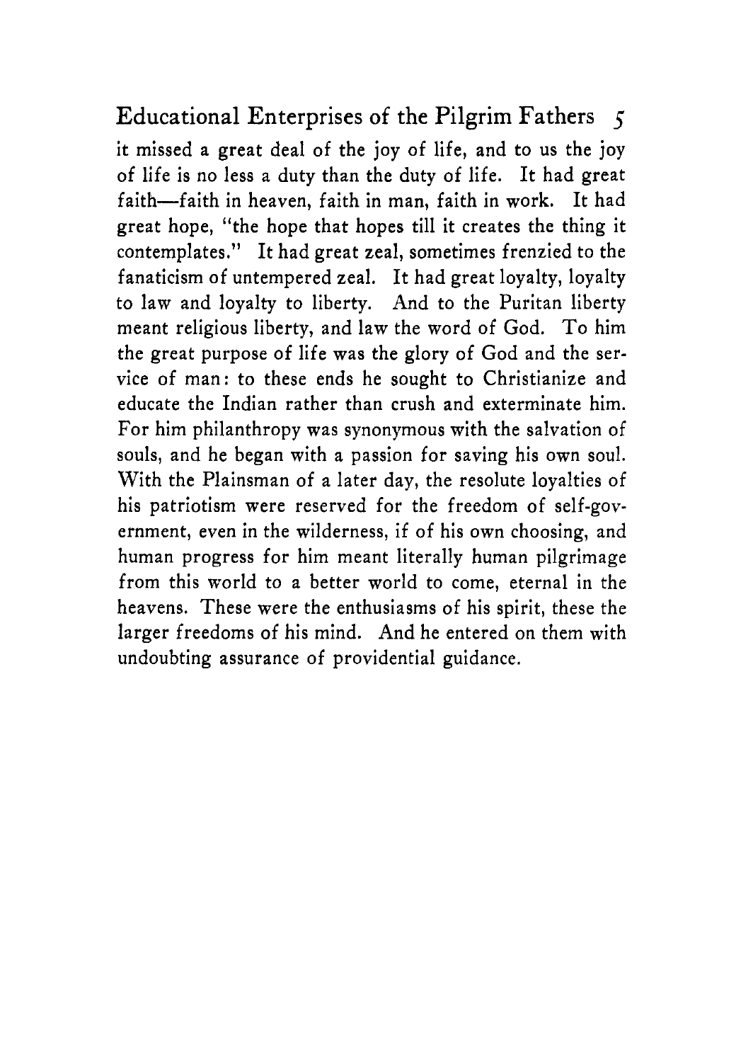it missed a great deal of the joy of life, and to us the joy of life is no less a duty than the duty of life. It had great faith—faith in heaven, faith in man, faith in work. It had great hope, "the hope that hopes till it creates the thing it contemplates." It had great zeal, sometimes frenzied to the fanaticism of untempered zeal. It had great loyalty, loyalty to law and loyalty to liberty. And to the Puritan liberty meant religious liberty, and law the word of God. To him the great purpose of life was the glory of God and the service of man: to these ends he sought to Christianize and educate the Indian rather than crush and exterminate him. For him philanthropy was synonymous with the salvation of souls, and he began with a passion for saving his own soul. With the Plainsman of a later day, the resolute loyalties of his patriotism were reserved for the freedom of self-government, even in the wilderness, if of his own choosing, and human progress for him meant literally human pilgrimage from this world to a better world to come, eternal in the heavens. These were the enthusiasms of his spirit, these the larger freedoms of his mind. And he entered on them with undoubting assurance of providential guidance.